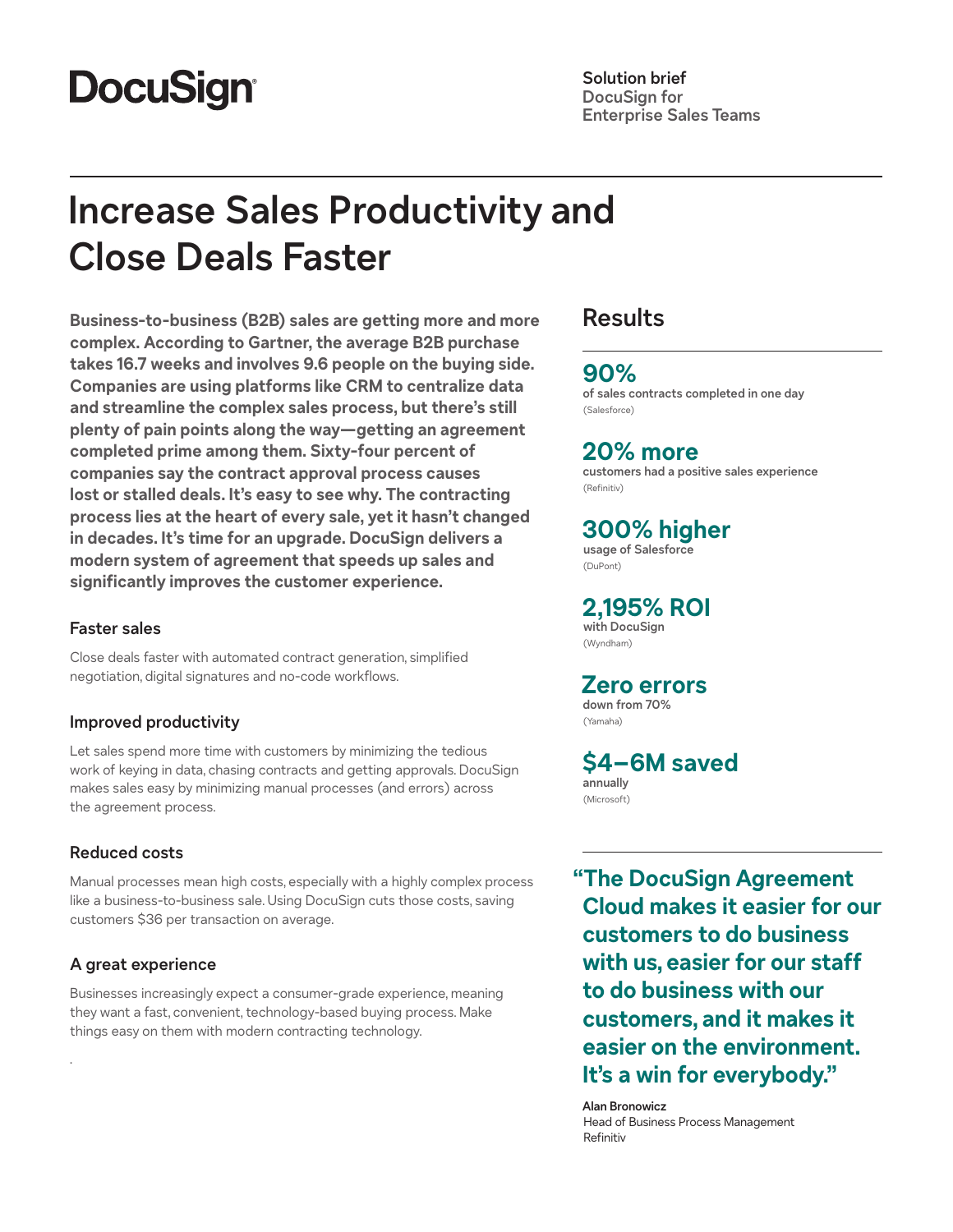DocuSign

**Solution brief**
DocuSign for Enterprise Sales Teams

# Increase Sales Productivity and Close Deals Faster

**Business-to-business (B2B) sales are getting more and more complex. According to Gartner, the average B2B purchase takes 16.7 weeks and involves 9.6 people on the buying side. Companies are using platforms like CRM to centralize data and streamline the complex sales process, but there's still plenty of pain points along the way—getting an agreement completed prime among them. Sixty-four percent of companies say the contract approval process causes lost or stalled deals. It's easy to see why. The contracting process lies at the heart of every sale, yet it hasn't changed in decades. It's time for an upgrade. DocuSign delivers a modern system of agreement that speeds up sales and significantly improves the customer experience.**

### Faster sales

Close deals faster with automated contract generation, simplified negotiation, digital signatures and no-code workflows.

### Improved productivity

Let sales spend more time with customers by minimizing the tedious work of keying in data, chasing contracts and getting approvals. DocuSign makes sales easy by minimizing manual processes (and errors) across the agreement process.

### Reduced costs

Manual processes mean high costs, especially with a highly complex process like a business-to-business sale. Using DocuSign cuts those costs, saving customers $36 per transaction on average.

### A great experience

Businesses increasingly expect a consumer-grade experience, meaning they want a fast, convenient, technology-based buying process. Make things easy on them with modern contracting technology.

## Results

**90%**
of sales contracts completed in one day
(Salesforce)

**20% more**
customers had a positive sales experience
(Refinitiv)

**300% higher**
usage of Salesforce
(DuPont)

**2,195% ROI**
with DocuSign
(Wyndham)

**Zero errors**
down from 70%
(Yamaha)

**$4–6M saved**
annually
(Microsoft)

**"The DocuSign Agreement Cloud makes it easier for our customers to do business with us, easier for our staff to do business with our customers, and it makes it easier on the environment. It's a win for everybody."**

**Alan Bronowicz**
Head of Business Process Management
Refinitiv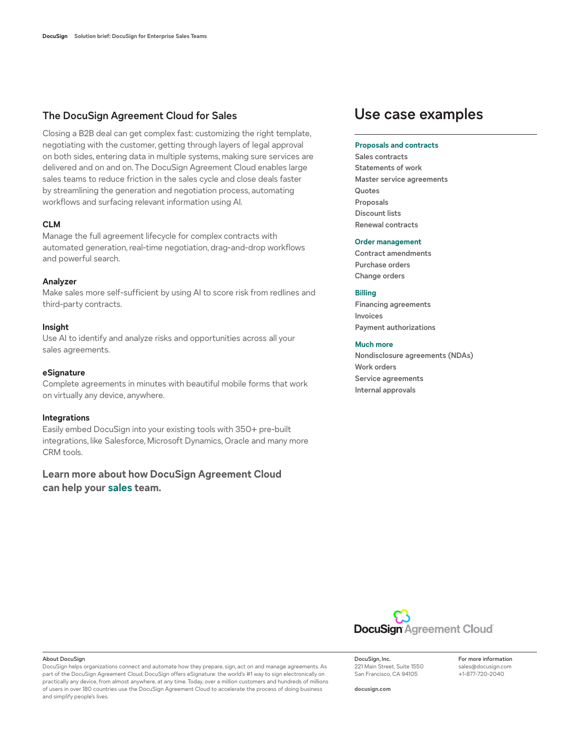## The DocuSign Agreement Cloud for Sales

Closing a B2B deal can get complex fast: customizing the right template, negotiating with the customer, getting through layers of legal approval on both sides, entering data in multiple systems, making sure services are delivered and on and on. The DocuSign Agreement Cloud enables large sales teams to reduce friction in the sales cycle and close deals faster by streamlining the generation and negotiation process, automating workflows and surfacing relevant information using AI.

### CLM

Manage the full agreement lifecycle for complex contracts with automated generation, real-time negotiation, drag-and-drop workflows and powerful search.

### Analyzer

Make sales more self-sufficient by using AI to score risk from redlines and third-party contracts.

### Insight

Use AI to identify and analyze risks and opportunities across all your sales agreements.

### eSignature

Complete agreements in minutes with beautiful mobile forms that work on virtually any device, anywhere.

### Integrations

Easily embed DocuSign into your existing tools with 350+ pre-built integrations, like Salesforce, Microsoft Dynamics, Oracle and many more CRM tools.

**Learn more about how DocuSign Agreement Cloud can help your sales team.**

## Use case examples

**Proposals and contracts**

- Sales contracts
- Statements of work
- Master service agreements
- Quotes
- Proposals
- Discount lists
- Renewal contracts

**Order management**

- Contract amendments
- Purchase orders
- Change orders

**Billing**

- Financing agreements
- Invoices
- Payment authorizations

**Much more**

- Nondisclosure agreements (NDAs)
- Work orders
- Service agreements
- Internal approvals

DocuSign Agreement Cloud

About DocuSign
DocuSign helps organizations connect and automate how they prepare, sign, act on and manage agreements. As part of the DocuSign Agreement Cloud, DocuSign offers eSignature: the world's #1 way to sign electronically on practically any device, from almost anywhere, at any time. Today, over a million customers and hundreds of millions of users in over 180 countries use the DocuSign Agreement Cloud to accelerate the process of doing business and simplify people's lives.

DocuSign, Inc.
221 Main Street, Suite 1550
San Francisco, CA 94105

**docusign.com**

For more information
sales@docusign.com
+1-877-720-2040